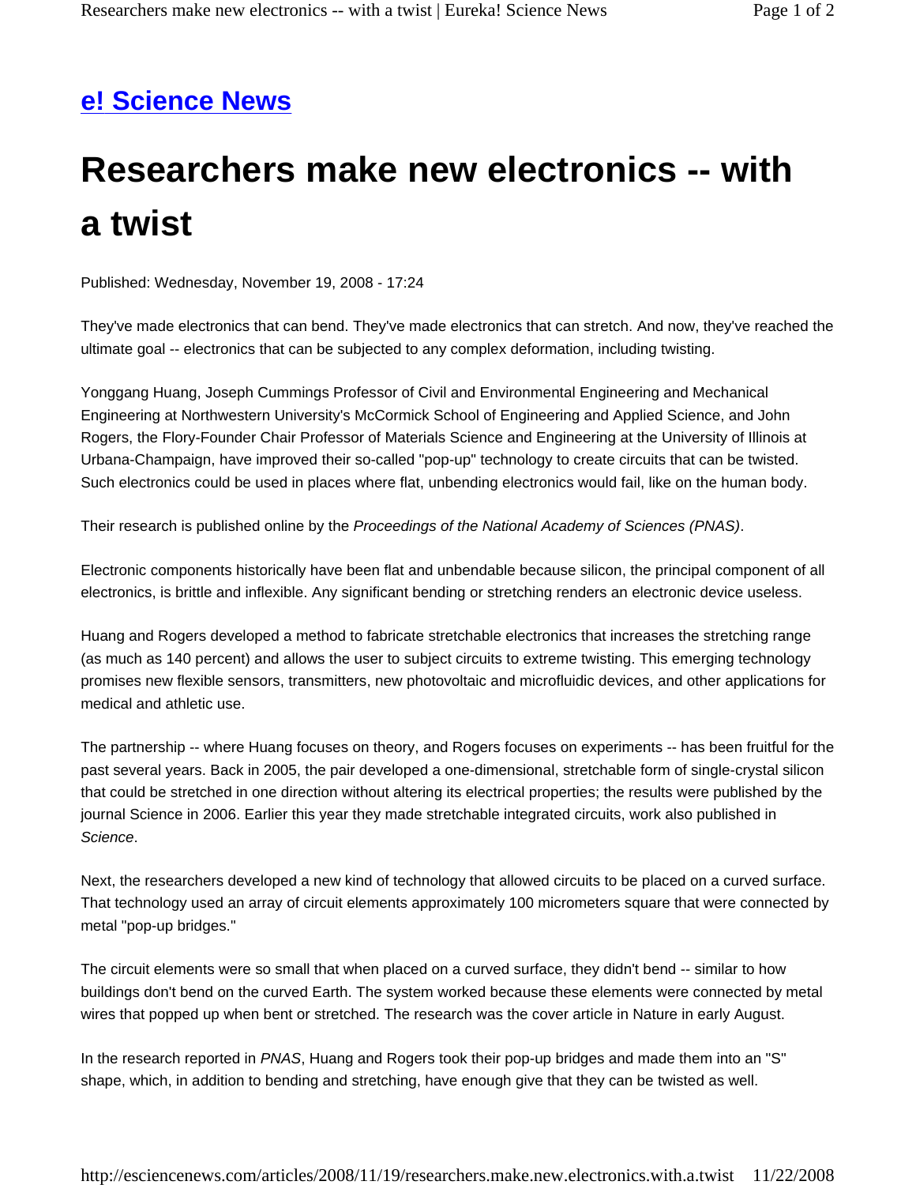## e! Science News

# Researchers make new electronics -- with a twist

Published: Wednesday, November 19, 2008 - 17:24

They've made electronics that can bend. They've made electronics that can stretch. And now, they've reached the ultimate goal -- electronics that can be subjected to any complex deformation, including twisting.

Yonggang Huang, Joseph Cummings Professor of Civil and Environmental Engineering and Mechanical Engineering at Northwestern University's McCormick School of Engineering and Applied Science, and John Rogers, the Flory-Founder Chair Professor of Materials Science and Engineering at the University of Illinois at Urbana-Champaign, have improved their so-called "pop-up" technology to create circuits that can be twisted. Such electronics could be used in places where flat, unbending electronics would fail, like on the human body.

Their research is published online by the *Proceedings of the National Academy of Sciences (PNAS)*.

Electronic components historically have been flat and unbendable because silicon, the principal component of all electronics, is brittle and inflexible. Any significant bending or stretching renders an electronic device useless.

Huang and Rogers developed a method to fabricate stretchable electronics that increases the stretching range (as much as 140 percent) and allows the user to subject circuits to extreme twisting. This emerging technology promises new flexible sensors, transmitters, new photovoltaic and microfluidic devices, and other applications for medical and athletic use.

The partnership -- where Huang focuses on theory, and Rogers focuses on experiments -- has been fruitful for the past several years. Back in 2005, the pair developed a one-dimensional, stretchable form of single-crystal silicon that could be stretched in one direction without altering its electrical properties; the results were published by the journal Science in 2006. Earlier this year they made stretchable integrated circuits, work also published in *Science*.

Next, the researchers developed a new kind of technology that allowed circuits to be placed on a curved surface. That technology used an array of circuit elements approximately 100 micrometers square that were connected by metal "pop-up bridges."

The circuit elements were so small that when placed on a curved surface, they didn't bend -- similar to how buildings don't bend on the curved Earth. The system worked because these elements were connected by metal wires that popped up when bent or stretched. The research was the cover article in Nature in early August.

In the research reported in *PNAS*, Huang and Rogers took their pop-up bridges and made them into an "S" shape, which, in addition to bending and stretching, have enough give that they can be twisted as well.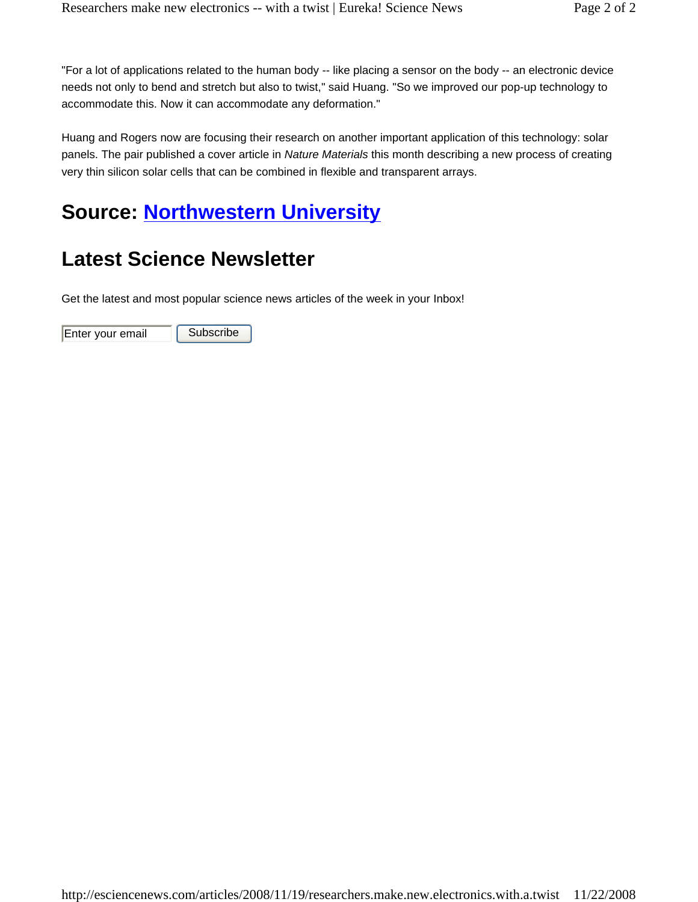"For a lot of applications related to the human body -- like placing a sensor on the body -- an electronic device needs not only to bend and stretch but also to twist," said Huang. "So we improved our pop-up technology to accommodate this. Now it can accommodate any deformation."

Huang and Rogers now are focusing their research on another important application of this technology: solar panels. The pair published a cover article in *Nature Materials* this month describing a new process of creating very thin silicon solar cells that can be combined in flexible and transparent arrays.

## Source: Northwestern University

## Latest Science Newsletter

Get the latest and most popular science news articles of the week in your Inbox!

Enter your email | Subscribe